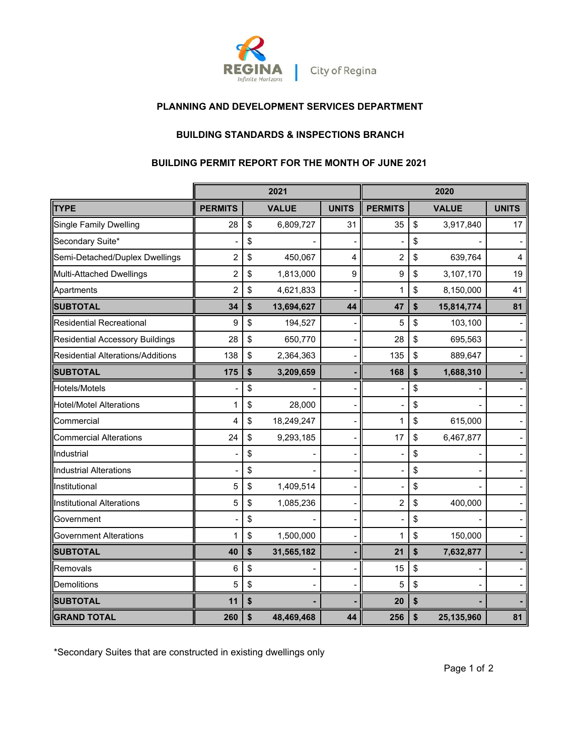REGINA
*Infinite Horizons*
City of Regina

## PLANNING AND DEVELOPMENT SERVICES DEPARTMENT

### BUILDING STANDARDS & INSPECTIONS BRANCH

### BUILDING PERMIT REPORT FOR THE MONTH OF JUNE 2021

| | 2021 | | | 2020 | | |
|---|---|---|---|---|---|---|
| **TYPE** | **PERMITS** | **VALUE** | **UNITS** | **PERMITS** | **VALUE** | **UNITS** |
| Single Family Dwelling | 28 | $ 6,809,727 | 31 | 35 | $ 3,917,840 | 17 |
| Secondary Suite* | - | $ - | - | - | $ - | - |
| Semi-Detached/Duplex Dwellings | 2 | $ 450,067 | 4 | 2 | $ 639,764 | 4 |
| Multi-Attached Dwellings | 2 | $ 1,813,000 | 9 | 9 | $ 3,107,170 | 19 |
| Apartments | 2 | $ 4,621,833 | - | 1 | $ 8,150,000 | 41 |
| **SUBTOTAL** | **34** | **$ 13,694,627** | **44** | **47** | **$ 15,814,774** | **81** |
| Residential Recreational | 9 | $ 194,527 | - | 5 | $ 103,100 | - |
| Residential Accessory Buildings | 28 | $ 650,770 | - | 28 | $ 695,563 | - |
| Residential Alterations/Additions | 138 | $ 2,364,363 | - | 135 | $ 889,647 | - |
| **SUBTOTAL** | **175** | **$ 3,209,659** | **-** | **168** | **$ 1,688,310** | **-** |
| Hotels/Motels | - | $ - | - | - | $ - | - |
| Hotel/Motel Alterations | 1 | $ 28,000 | - | - | $ - | - |
| Commercial | 4 | $ 18,249,247 | - | 1 | $ 615,000 | - |
| Commercial Alterations | 24 | $ 9,293,185 | - | 17 | $ 6,467,877 | - |
| Industrial | - | $ - | - | - | $ - | - |
| Industrial Alterations | - | $ - | - | - | $ - | - |
| Institutional | 5 | $ 1,409,514 | - | - | $ - | - |
| Institutional Alterations | 5 | $ 1,085,236 | - | 2 | $ 400,000 | - |
| Government | - | $ - | - | - | $ - | - |
| Government Alterations | 1 | $ 1,500,000 | - | 1 | $ 150,000 | - |
| **SUBTOTAL** | **40** | **$ 31,565,182** | **-** | **21** | **$ 7,632,877** | **-** |
| Removals | 6 | $ - | - | 15 | $ - | - |
| Demolitions | 5 | $ - | - | 5 | $ - | - |
| **SUBTOTAL** | **11** | **$ -** | **-** | **20** | **$ -** | **-** |
| **GRAND TOTAL** | **260** | **$ 48,469,468** | **44** | **256** | **$ 25,135,960** | **81** |

*Secondary Suites that are constructed in existing dwellings only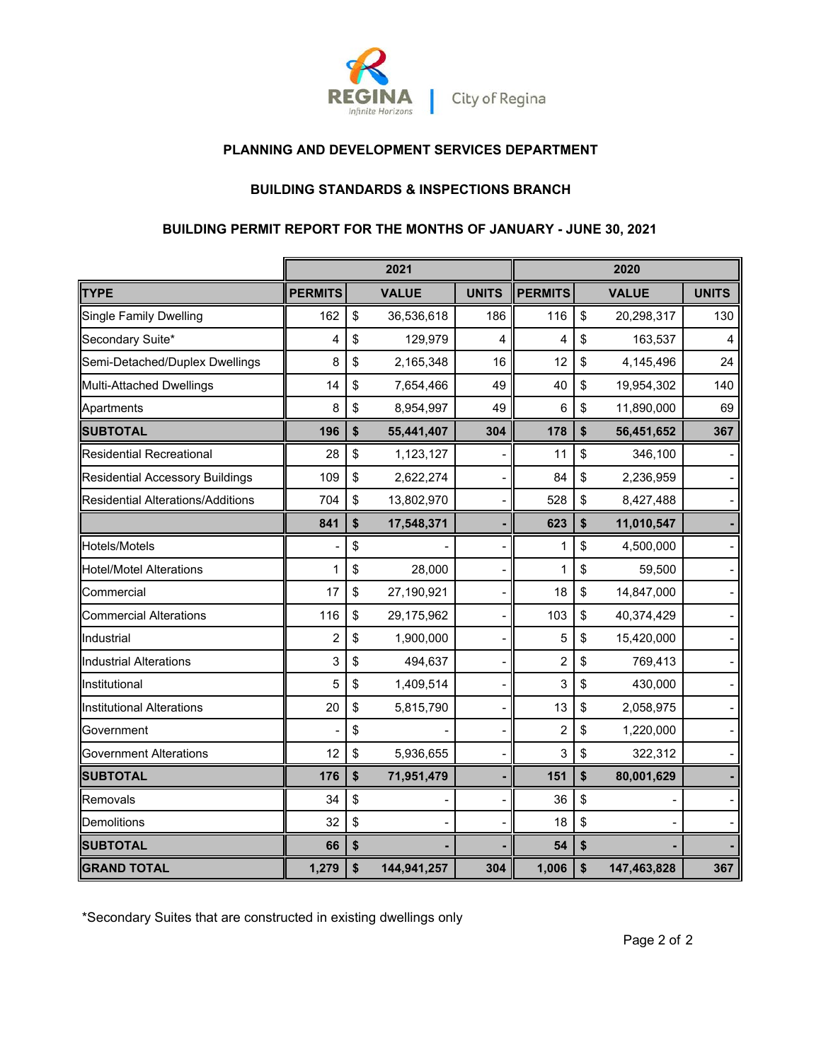REGINA
Infinite Horizons

City of Regina

**PLANNING AND DEVELOPMENT SERVICES DEPARTMENT**

**BUILDING STANDARDS & INSPECTIONS BRANCH**

**BUILDING PERMIT REPORT FOR THE MONTHS OF JANUARY - JUNE 30, 2021**

| | 2021 | | | | 2020 | | | |
|---|---|---|---|---|---|---|---|---|
| **TYPE** | **PERMITS** | | **VALUE** | **UNITS** | **PERMITS** | | **VALUE** | **UNITS** |
| Single Family Dwelling | 162 | $ | 36,536,618 | 186 | 116 | $ | 20,298,317 | 130 |
| Secondary Suite* | 4 | $ | 129,979 | 4 | 4 | $ | 163,537 | 4 |
| Semi-Detached/Duplex Dwellings | 8 | $ | 2,165,348 | 16 | 12 | $ | 4,145,496 | 24 |
| Multi-Attached Dwellings | 14 | $ | 7,654,466 | 49 | 40 | $ | 19,954,302 | 140 |
| Apartments | 8 | $ | 8,954,997 | 49 | 6 | $ | 11,890,000 | 69 |
| **SUBTOTAL** | **196** | **$** | **55,441,407** | **304** | **178** | **$** | **56,451,652** | **367** |
| Residential Recreational | 28 | $ | 1,123,127 | - | 11 | $ | 346,100 | - |
| Residential Accessory Buildings | 109 | $ | 2,622,274 | - | 84 | $ | 2,236,959 | - |
| Residential Alterations/Additions | 704 | $ | 13,802,970 | - | 528 | $ | 8,427,488 | - |
| | **841** | **$** | **17,548,371** | **-** | **623** | **$** | **11,010,547** | **-** |
| Hotels/Motels | - | $ | - | - | 1 | $ | 4,500,000 | - |
| Hotel/Motel Alterations | 1 | $ | 28,000 | - | 1 | $ | 59,500 | - |
| Commercial | 17 | $ | 27,190,921 | - | 18 | $ | 14,847,000 | - |
| Commercial Alterations | 116 | $ | 29,175,962 | - | 103 | $ | 40,374,429 | - |
| Industrial | 2 | $ | 1,900,000 | - | 5 | $ | 15,420,000 | - |
| Industrial Alterations | 3 | $ | 494,637 | - | 2 | $ | 769,413 | - |
| Institutional | 5 | $ | 1,409,514 | - | 3 | $ | 430,000 | - |
| Institutional Alterations | 20 | $ | 5,815,790 | - | 13 | $ | 2,058,975 | - |
| Government | - | $ | - | - | 2 | $ | 1,220,000 | - |
| Government Alterations | 12 | $ | 5,936,655 | - | 3 | $ | 322,312 | - |
| **SUBTOTAL** | **176** | **$** | **71,951,479** | **-** | **151** | **$** | **80,001,629** | **-** |
| Removals | 34 | $ | - | - | 36 | $ | - | - |
| Demolitions | 32 | $ | - | - | 18 | $ | - | - |
| **SUBTOTAL** | **66** | **$** | **-** | **-** | **54** | **$** | **-** | **-** |
| **GRAND TOTAL** | **1,279** | **$** | **144,941,257** | **304** | **1,006** | **$** | **147,463,828** | **367** |

*Secondary Suites that are constructed in existing dwellings only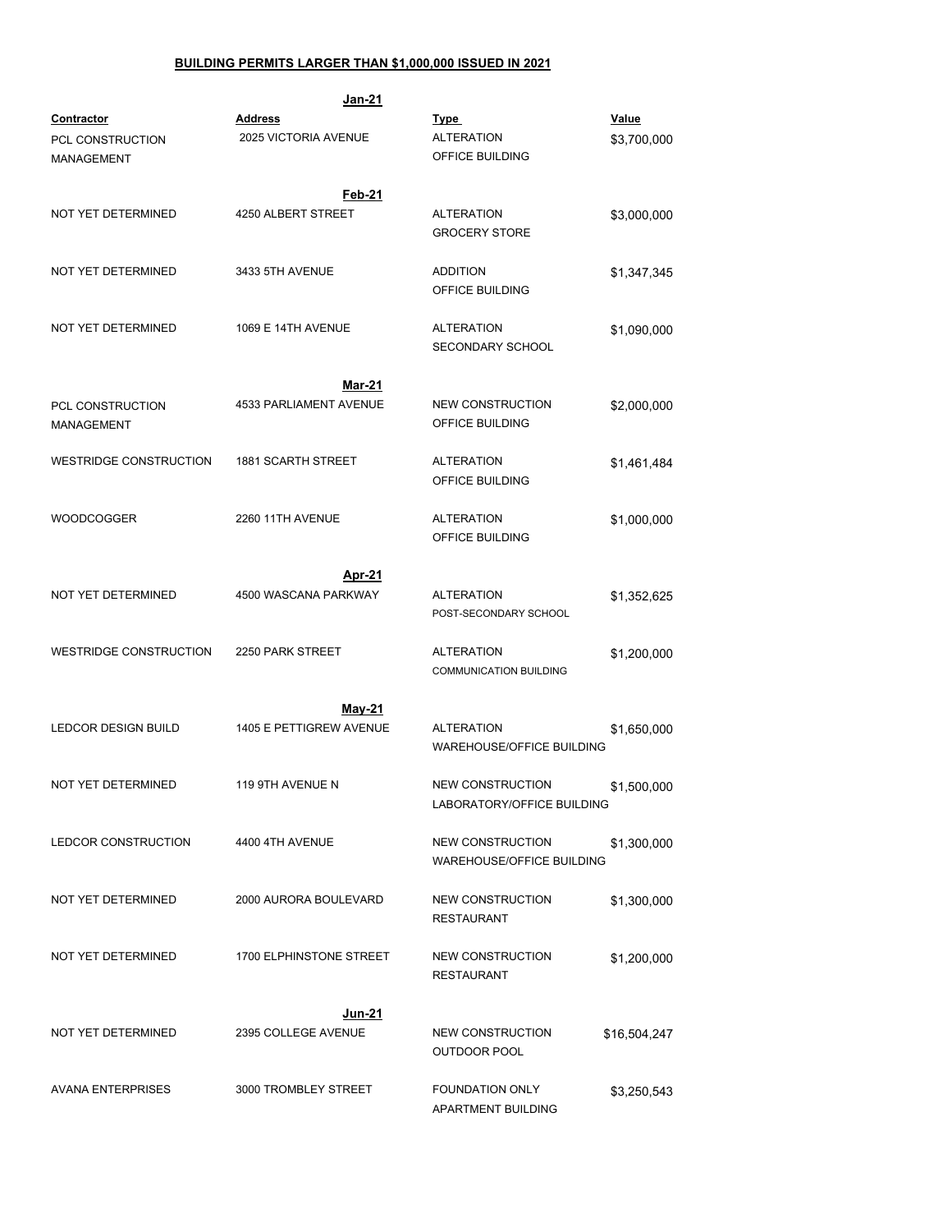**BUILDING PERMITS LARGER THAN $1,000,000 ISSUED IN 2021**

| Contractor | Address | Type | Value |
|---|---|---|---|
| | **Jan-21** | | |
| PCL CONSTRUCTION MANAGEMENT | 2025 VICTORIA AVENUE | ALTERATION OFFICE BUILDING | $3,700,000 |
| | **Feb-21** | | |
| NOT YET DETERMINED | 4250 ALBERT STREET | ALTERATION GROCERY STORE | $3,000,000 |
| NOT YET DETERMINED | 3433 5TH AVENUE | ADDITION OFFICE BUILDING | $1,347,345 |
| NOT YET DETERMINED | 1069 E 14TH AVENUE | ALTERATION SECONDARY SCHOOL | $1,090,000 |
| | **Mar-21** | | |
| PCL CONSTRUCTION MANAGEMENT | 4533 PARLIAMENT AVENUE | NEW CONSTRUCTION OFFICE BUILDING | $2,000,000 |
| WESTRIDGE CONSTRUCTION | 1881 SCARTH STREET | ALTERATION OFFICE BUILDING | $1,461,484 |
| WOODCOGGER | 2260 11TH AVENUE | ALTERATION OFFICE BUILDING | $1,000,000 |
| | **Apr-21** | | |
| NOT YET DETERMINED | 4500 WASCANA PARKWAY | ALTERATION POST-SECONDARY SCHOOL | $1,352,625 |
| WESTRIDGE CONSTRUCTION | 2250 PARK STREET | ALTERATION COMMUNICATION BUILDING | $1,200,000 |
| | **May-21** | | |
| LEDCOR DESIGN BUILD | 1405 E PETTIGREW AVENUE | ALTERATION WAREHOUSE/OFFICE BUILDING | $1,650,000 |
| NOT YET DETERMINED | 119 9TH AVENUE N | NEW CONSTRUCTION LABORATORY/OFFICE BUILDING | $1,500,000 |
| LEDCOR CONSTRUCTION | 4400 4TH AVENUE | NEW CONSTRUCTION WAREHOUSE/OFFICE BUILDING | $1,300,000 |
| NOT YET DETERMINED | 2000 AURORA BOULEVARD | NEW CONSTRUCTION RESTAURANT | $1,300,000 |
| NOT YET DETERMINED | 1700 ELPHINSTONE STREET | NEW CONSTRUCTION RESTAURANT | $1,200,000 |
| | **Jun-21** | | |
| NOT YET DETERMINED | 2395 COLLEGE AVENUE | NEW CONSTRUCTION OUTDOOR POOL | $16,504,247 |
| AVANA ENTERPRISES | 3000 TROMBLEY STREET | FOUNDATION ONLY APARTMENT BUILDING | $3,250,543 |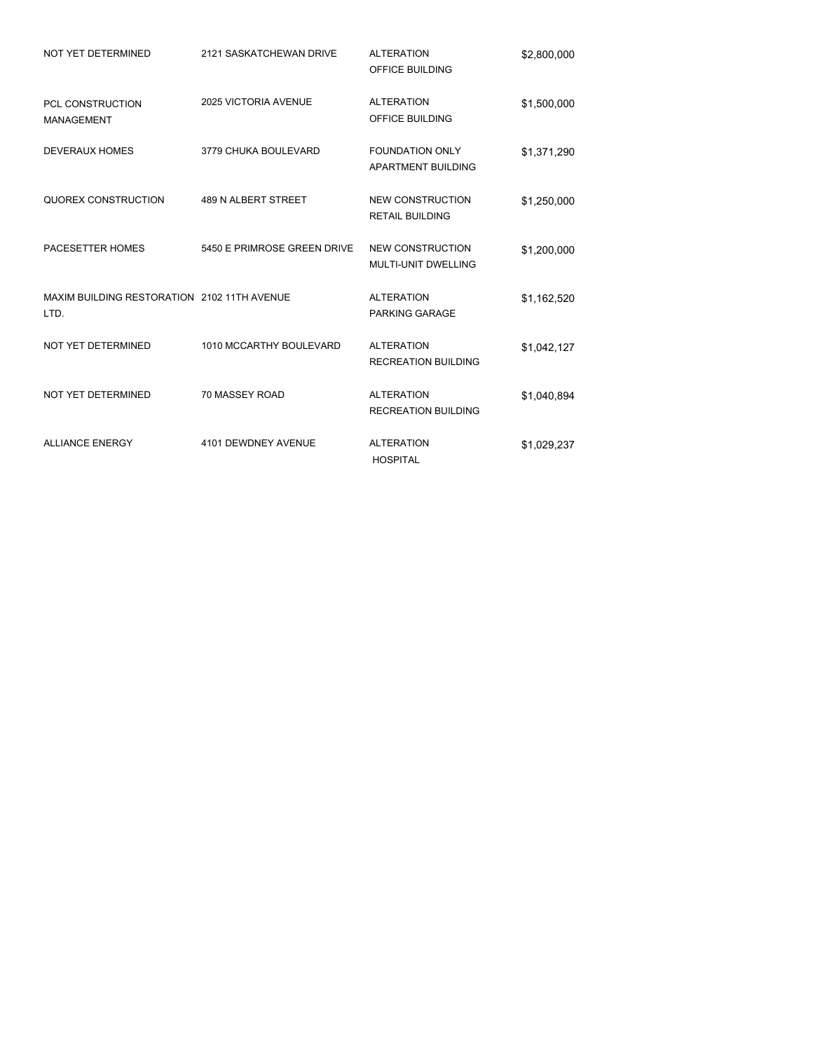| | | | |
|---|---|---|---|
| NOT YET DETERMINED | 2121 SASKATCHEWAN DRIVE | ALTERATION OFFICE BUILDING | $2,800,000 |
| PCL CONSTRUCTION MANAGEMENT | 2025 VICTORIA AVENUE | ALTERATION OFFICE BUILDING | $1,500,000 |
| DEVERAUX HOMES | 3779 CHUKA BOULEVARD | FOUNDATION ONLY APARTMENT BUILDING | $1,371,290 |
| QUOREX CONSTRUCTION | 489 N ALBERT STREET | NEW CONSTRUCTION RETAIL BUILDING | $1,250,000 |
| PACESETTER HOMES | 5450 E PRIMROSE GREEN DRIVE | NEW CONSTRUCTION MULTI-UNIT DWELLING | $1,200,000 |
| MAXIM BUILDING RESTORATION LTD. | 2102 11TH AVENUE | ALTERATION PARKING GARAGE | $1,162,520 |
| NOT YET DETERMINED | 1010 MCCARTHY BOULEVARD | ALTERATION RECREATION BUILDING | $1,042,127 |
| NOT YET DETERMINED | 70 MASSEY ROAD | ALTERATION RECREATION BUILDING | $1,040,894 |
| ALLIANCE ENERGY | 4101 DEWDNEY AVENUE | ALTERATION HOSPITAL | $1,029,237 |